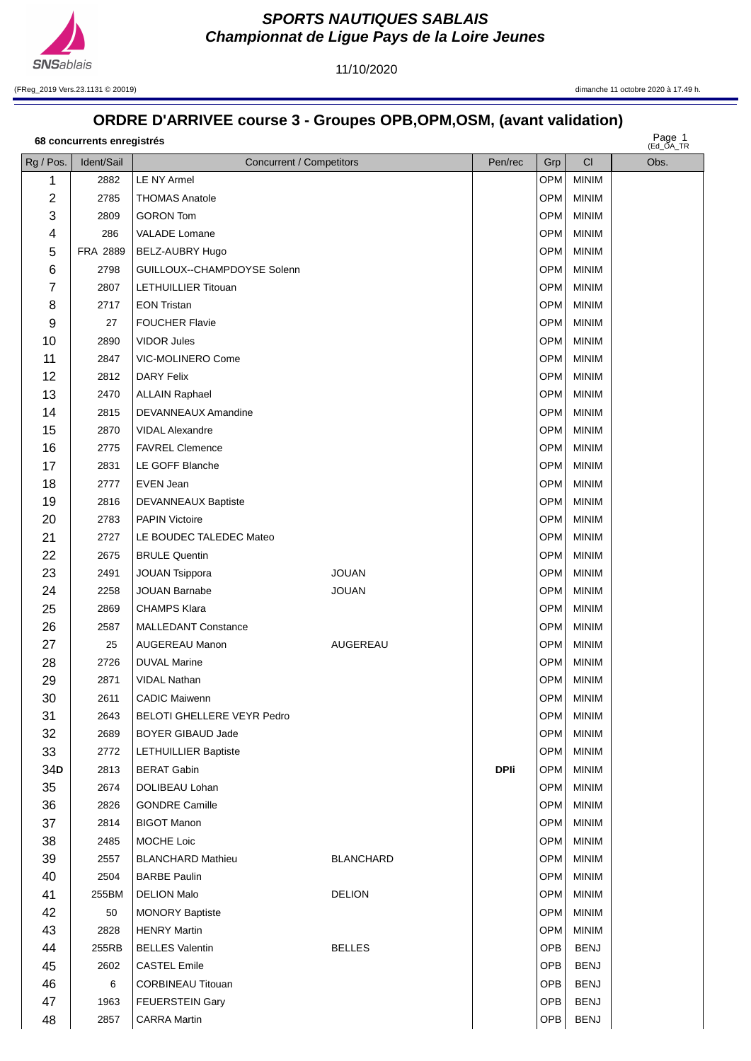# SPORTS NAUTIQUES SABLAIS
## Championnat de Ligue Pays de la Loire Jeunes

11/10/2020

(FReg_2019 Vers.23.1131 © 20019)

dimanche 11 octobre 2020 à 17.49 h.

## ORDRE D'ARRIVEE course 3 - Groupes OPB,OPM,OSM, (avant validation)

**68 concurrents enregistrés**

(Ed_OA_TR

| Rg / Pos. | Ident/Sail | Concurrent / Competitors | | Pen/rec | Grp | Cl | Obs. |
|---|---|---|---|---|---|---|---|
| 1 | 2882 | LE NY Armel | | | OPM | MINIM | |
| 2 | 2785 | THOMAS Anatole | | | OPM | MINIM | |
| 3 | 2809 | GORON Tom | | | OPM | MINIM | |
| 4 | 286 | VALADE Lomane | | | OPM | MINIM | |
| 5 | FRA 2889 | BELZ-AUBRY Hugo | | | OPM | MINIM | |
| 6 | 2798 | GUILLOUX--CHAMPDOYSE Solenn | | | OPM | MINIM | |
| 7 | 2807 | LETHUILLIER Titouan | | | OPM | MINIM | |
| 8 | 2717 | EON Tristan | | | OPM | MINIM | |
| 9 | 27 | FOUCHER Flavie | | | OPM | MINIM | |
| 10 | 2890 | VIDOR Jules | | | OPM | MINIM | |
| 11 | 2847 | VIC-MOLINERO Come | | | OPM | MINIM | |
| 12 | 2812 | DARY Felix | | | OPM | MINIM | |
| 13 | 2470 | ALLAIN Raphael | | | OPM | MINIM | |
| 14 | 2815 | DEVANNEAUX Amandine | | | OPM | MINIM | |
| 15 | 2870 | VIDAL Alexandre | | | OPM | MINIM | |
| 16 | 2775 | FAVREL Clemence | | | OPM | MINIM | |
| 17 | 2831 | LE GOFF Blanche | | | OPM | MINIM | |
| 18 | 2777 | EVEN Jean | | | OPM | MINIM | |
| 19 | 2816 | DEVANNEAUX Baptiste | | | OPM | MINIM | |
| 20 | 2783 | PAPIN Victoire | | | OPM | MINIM | |
| 21 | 2727 | LE BOUDEC TALEDEC Mateo | | | OPM | MINIM | |
| 22 | 2675 | BRULE Quentin | | | OPM | MINIM | |
| 23 | 2491 | JOUAN Tsippora | JOUAN | | OPM | MINIM | |
| 24 | 2258 | JOUAN Barnabe | JOUAN | | OPM | MINIM | |
| 25 | 2869 | CHAMPS Klara | | | OPM | MINIM | |
| 26 | 2587 | MALLEDANT Constance | | | OPM | MINIM | |
| 27 | 25 | AUGEREAU Manon | AUGEREAU | | OPM | MINIM | |
| 28 | 2726 | DUVAL Marine | | | OPM | MINIM | |
| 29 | 2871 | VIDAL Nathan | | | OPM | MINIM | |
| 30 | 2611 | CADIC Maiwenn | | | OPM | MINIM | |
| 31 | 2643 | BELOTI GHELLERE VEYR Pedro | | | OPM | MINIM | |
| 32 | 2689 | BOYER GIBAUD Jade | | | OPM | MINIM | |
| 33 | 2772 | LETHUILLIER Baptiste | | | OPM | MINIM | |
| 34**D** | 2813 | BERAT Gabin | | **DPli** | OPM | MINIM | |
| 35 | 2674 | DOLIBEAU Lohan | | | OPM | MINIM | |
| 36 | 2826 | GONDRE Camille | | | OPM | MINIM | |
| 37 | 2814 | BIGOT Manon | | | OPM | MINIM | |
| 38 | 2485 | MOCHE Loic | | | OPM | MINIM | |
| 39 | 2557 | BLANCHARD Mathieu | BLANCHARD | | OPM | MINIM | |
| 40 | 2504 | BARBE Paulin | | | OPM | MINIM | |
| 41 | 255BM | DELION Malo | DELION | | OPM | MINIM | |
| 42 | 50 | MONORY Baptiste | | | OPM | MINIM | |
| 43 | 2828 | HENRY Martin | | | OPM | MINIM | |
| 44 | 255RB | BELLES Valentin | BELLES | | OPB | BENJ | |
| 45 | 2602 | CASTEL Emile | | | OPB | BENJ | |
| 46 | 6 | CORBINEAU Titouan | | | OPB | BENJ | |
| 47 | 1963 | FEUERSTEIN Gary | | | OPB | BENJ | |
| 48 | 2857 | CARRA Martin | | | OPB | BENJ | |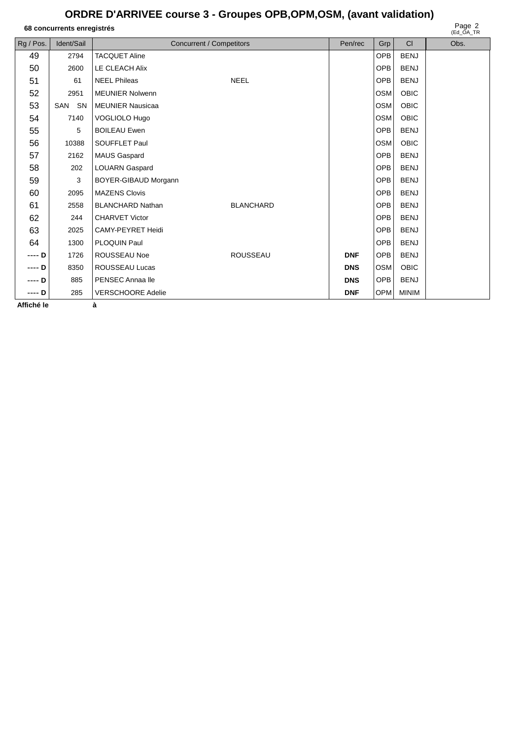# ORDRE D'ARRIVEE course 3 - Groupes OPB,OPM,OSM, (avant validation)

**68 concurrents enregistrés**

| Rg / Pos. | Ident/Sail | Concurrent / Competitors | | Pen/rec | Grp | Cl | Obs. |
|---|---|---|---|---|---|---|---|
| 49 | 2794 | TACQUET Aline | | | OPB | BENJ | |
| 50 | 2600 | LE CLEACH Alix | | | OPB | BENJ | |
| 51 | 61 | NEEL Phileas | NEEL | | OPB | BENJ | |
| 52 | 2951 | MEUNIER Nolwenn | | | OSM | OBIC | |
| 53 | SAN SN | MEUNIER Nausicaa | | | OSM | OBIC | |
| 54 | 7140 | VOGLIOLO Hugo | | | OSM | OBIC | |
| 55 | 5 | BOILEAU Ewen | | | OPB | BENJ | |
| 56 | 10388 | SOUFFLET Paul | | | OSM | OBIC | |
| 57 | 2162 | MAUS Gaspard | | | OPB | BENJ | |
| 58 | 202 | LOUARN Gaspard | | | OPB | BENJ | |
| 59 | 3 | BOYER-GIBAUD Morgann | | | OPB | BENJ | |
| 60 | 2095 | MAZENS Clovis | | | OPB | BENJ | |
| 61 | 2558 | BLANCHARD Nathan | BLANCHARD | | OPB | BENJ | |
| 62 | 244 | CHARVET Victor | | | OPB | BENJ | |
| 63 | 2025 | CAMY-PEYRET Heidi | | | OPB | BENJ | |
| 64 | 1300 | PLOQUIN Paul | | | OPB | BENJ | |
| ---- **D** | 1726 | ROUSSEAU Noe | ROUSSEAU | **DNF** | OPB | BENJ | |
| ---- **D** | 8350 | ROUSSEAU Lucas | | **DNS** | OSM | OBIC | |
| ---- **D** | 885 | PENSEC Annaa lle | | **DNS** | OPB | BENJ | |
| ---- **D** | 285 | VERSCHOORE Adelie | | **DNF** | OPM | MINIM | |

**Affiché le** **à**